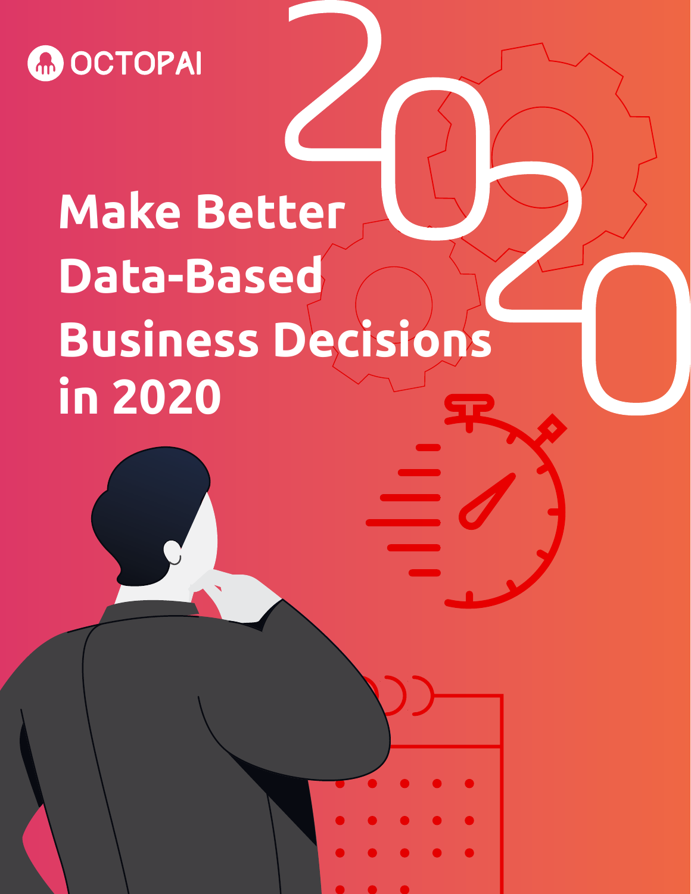OCTOPAI

# Make Better Data-Based Business Decisions in 2020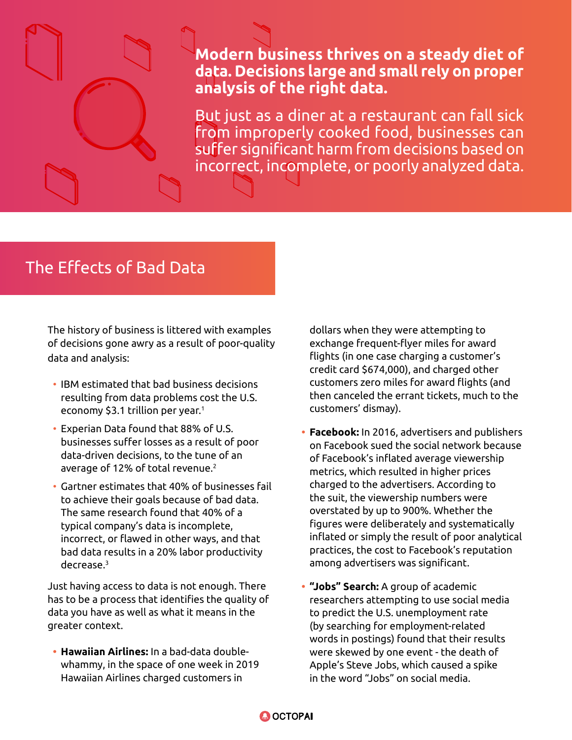**Modern business thrives on a steady diet of data. Decisions large and small rely on proper analysis of the right data.**

But just as a diner at a restaurant can fall sick from improperly cooked food, businesses can suffer significant harm from decisions based on incorrect, incomplete, or poorly analyzed data.

## The Effects of Bad Data

The history of business is littered with examples of decisions gone awry as a result of poor-quality data and analysis:

- IBM estimated that bad business decisions resulting from data problems cost the U.S. economy $3.1 trillion per year.[1]
- Experian Data found that 88% of U.S. businesses suffer losses as a result of poor data-driven decisions, to the tune of an average of 12% of total revenue.[2]
- Gartner estimates that 40% of businesses fail to achieve their goals because of bad data. The same research found that 40% of a typical company's data is incomplete, incorrect, or flawed in other ways, and that bad data results in a 20% labor productivity decrease.[3]

Just having access to data is not enough. There has to be a process that identifies the quality of data you have as well as what it means in the greater context.

- **Hawaiian Airlines:** In a bad-data double-whammy, in the space of one week in 2019 Hawaiian Airlines charged customers in dollars when they were attempting to exchange frequent-flyer miles for award flights (in one case charging a customer's credit card $674,000), and charged other customers zero miles for award flights (and then canceled the errant tickets, much to the customers' dismay).
- **Facebook:** In 2016, advertisers and publishers on Facebook sued the social network because of Facebook's inflated average viewership metrics, which resulted in higher prices charged to the advertisers. According to the suit, the viewership numbers were overstated by up to 900%. Whether the figures were deliberately and systematically inflated or simply the result of poor analytical practices, the cost to Facebook's reputation among advertisers was significant.
- **"Jobs" Search:** A group of academic researchers attempting to use social media to predict the U.S. unemployment rate (by searching for employment-related words in postings) found that their results were skewed by one event - the death of Apple's Steve Jobs, which caused a spike in the word "Jobs" on social media.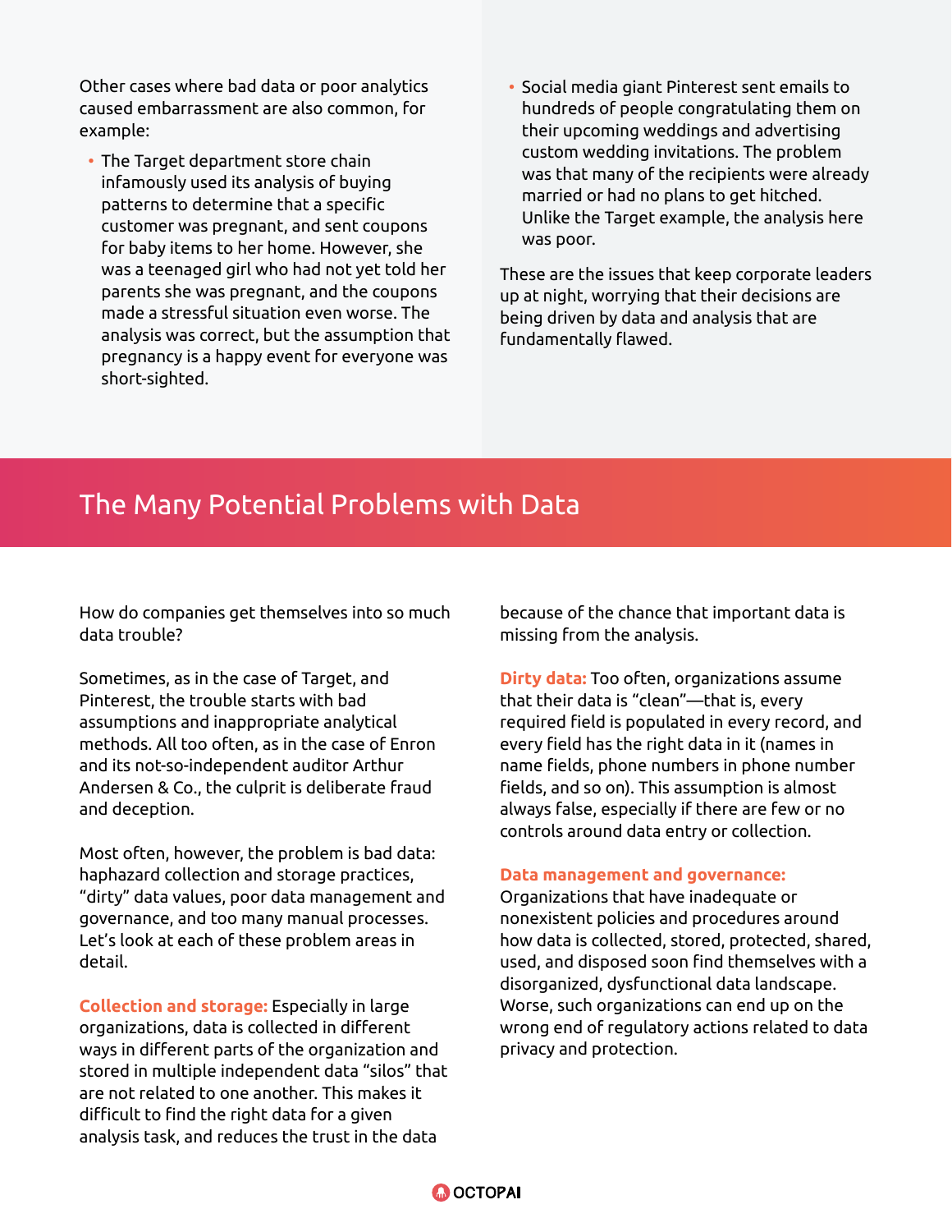Other cases where bad data or poor analytics caused embarrassment are also common, for example:

- The Target department store chain infamously used its analysis of buying patterns to determine that a specific customer was pregnant, and sent coupons for baby items to her home. However, she was a teenaged girl who had not yet told her parents she was pregnant, and the coupons made a stressful situation even worse. The analysis was correct, but the assumption that pregnancy is a happy event for everyone was short-sighted.
- Social media giant Pinterest sent emails to hundreds of people congratulating them on their upcoming weddings and advertising custom wedding invitations. The problem was that many of the recipients were already married or had no plans to get hitched. Unlike the Target example, the analysis here was poor.

These are the issues that keep corporate leaders up at night, worrying that their decisions are being driven by data and analysis that are fundamentally flawed.

## The Many Potential Problems with Data

How do companies get themselves into so much data trouble?

Sometimes, as in the case of Target, and Pinterest, the trouble starts with bad assumptions and inappropriate analytical methods. All too often, as in the case of Enron and its not-so-independent auditor Arthur Andersen & Co., the culprit is deliberate fraud and deception.

Most often, however, the problem is bad data: haphazard collection and storage practices, "dirty" data values, poor data management and governance, and too many manual processes. Let's look at each of these problem areas in detail.

**Collection and storage:** Especially in large organizations, data is collected in different ways in different parts of the organization and stored in multiple independent data "silos" that are not related to one another. This makes it difficult to find the right data for a given analysis task, and reduces the trust in the data because of the chance that important data is missing from the analysis.

**Dirty data:** Too often, organizations assume that their data is "clean"—that is, every required field is populated in every record, and every field has the right data in it (names in name fields, phone numbers in phone number fields, and so on). This assumption is almost always false, especially if there are few or no controls around data entry or collection.

**Data management and governance:** Organizations that have inadequate or nonexistent policies and procedures around how data is collected, stored, protected, shared, used, and disposed soon find themselves with a disorganized, dysfunctional data landscape. Worse, such organizations can end up on the wrong end of regulatory actions related to data privacy and protection.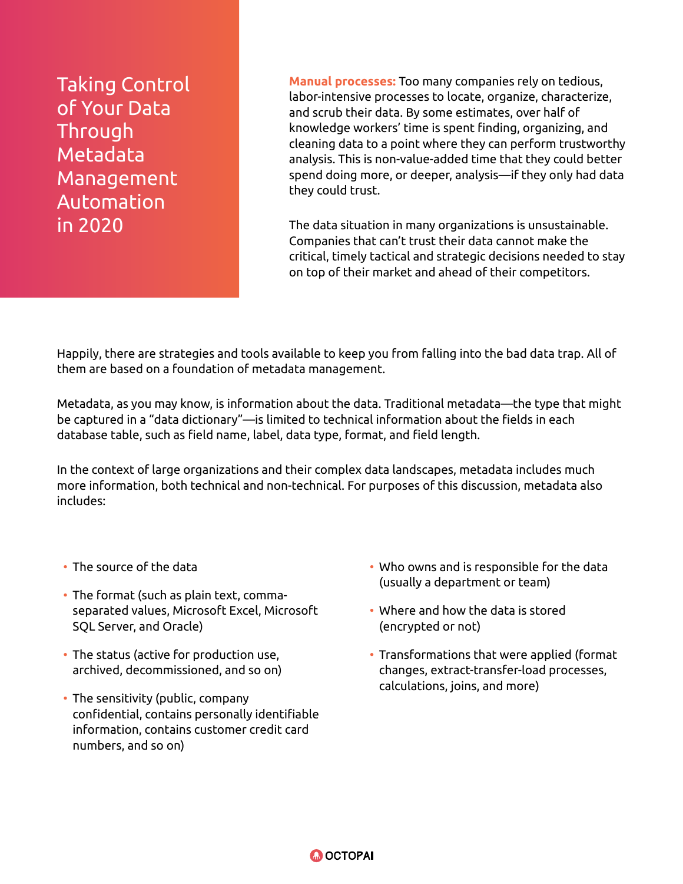# Taking Control of Your Data Through Metadata Management Automation in 2020

**Manual processes:** Too many companies rely on tedious, labor-intensive processes to locate, organize, characterize, and scrub their data. By some estimates, over half of knowledge workers' time is spent finding, organizing, and cleaning data to a point where they can perform trustworthy analysis. This is non-value-added time that they could better spend doing more, or deeper, analysis—if they only had data they could trust.

The data situation in many organizations is unsustainable. Companies that can't trust their data cannot make the critical, timely tactical and strategic decisions needed to stay on top of their market and ahead of their competitors.

Happily, there are strategies and tools available to keep you from falling into the bad data trap. All of them are based on a foundation of metadata management.

Metadata, as you may know, is information about the data. Traditional metadata—the type that might be captured in a "data dictionary"—is limited to technical information about the fields in each database table, such as field name, label, data type, format, and field length.

In the context of large organizations and their complex data landscapes, metadata includes much more information, both technical and non-technical. For purposes of this discussion, metadata also includes:

- The source of the data
- The format (such as plain text, comma-separated values, Microsoft Excel, Microsoft SQL Server, and Oracle)
- The status (active for production use, archived, decommissioned, and so on)
- The sensitivity (public, company confidential, contains personally identifiable information, contains customer credit card numbers, and so on)
- Who owns and is responsible for the data (usually a department or team)
- Where and how the data is stored (encrypted or not)
- Transformations that were applied (format changes, extract-transfer-load processes, calculations, joins, and more)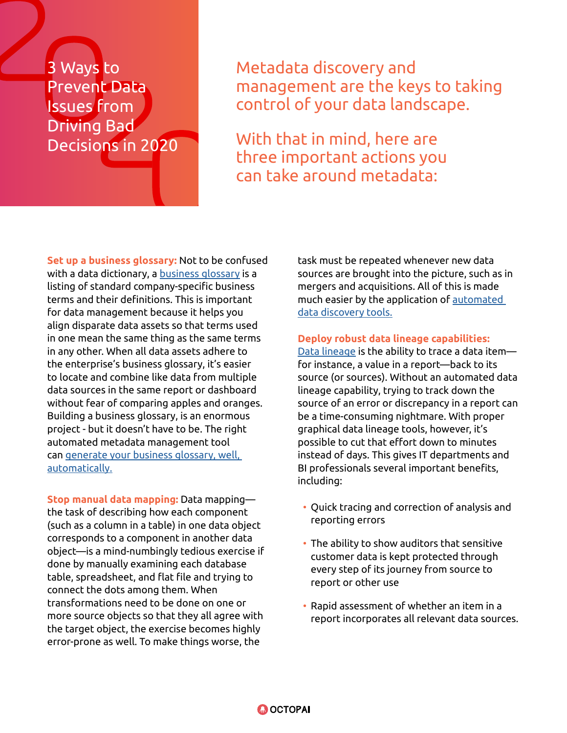# 3 Ways to Prevent Data Issues from Driving Bad Decisions in 2020

## Metadata discovery and management are the keys to taking control of your data landscape.

## With that in mind, here are three important actions you can take around metadata:

**Set up a business glossary:** Not to be confused with a data dictionary, a [business glossary]() is a listing of standard company-specific business terms and their definitions. This is important for data management because it helps you align disparate data assets so that terms used in one mean the same thing as the same terms in any other. When all data assets adhere to the enterprise's business glossary, it's easier to locate and combine like data from multiple data sources in the same report or dashboard without fear of comparing apples and oranges. Building a business glossary, is an enormous project - but it doesn't have to be. The right automated metadata management tool can [generate your business glossary, well, automatically.]()

**Stop manual data mapping:** Data mapping—the task of describing how each component (such as a column in a table) in one data object corresponds to a component in another data object—is a mind-numbingly tedious exercise if done by manually examining each database table, spreadsheet, and flat file and trying to connect the dots among them. When transformations need to be done on one or more source objects so that they all agree with the target object, the exercise becomes highly error-prone as well. To make things worse, the task must be repeated whenever new data sources are brought into the picture, such as in mergers and acquisitions. All of this is made much easier by the application of [automated data discovery tools.]()

**Deploy robust data lineage capabilities:** [Data lineage]() is the ability to trace a data item—for instance, a value in a report—back to its source (or sources). Without an automated data lineage capability, trying to track down the source of an error or discrepancy in a report can be a time-consuming nightmare. With proper graphical data lineage tools, however, it's possible to cut that effort down to minutes instead of days. This gives IT departments and BI professionals several important benefits, including:

- Quick tracing and correction of analysis and reporting errors
- The ability to show auditors that sensitive customer data is kept protected through every step of its journey from source to report or other use
- Rapid assessment of whether an item in a report incorporates all relevant data sources.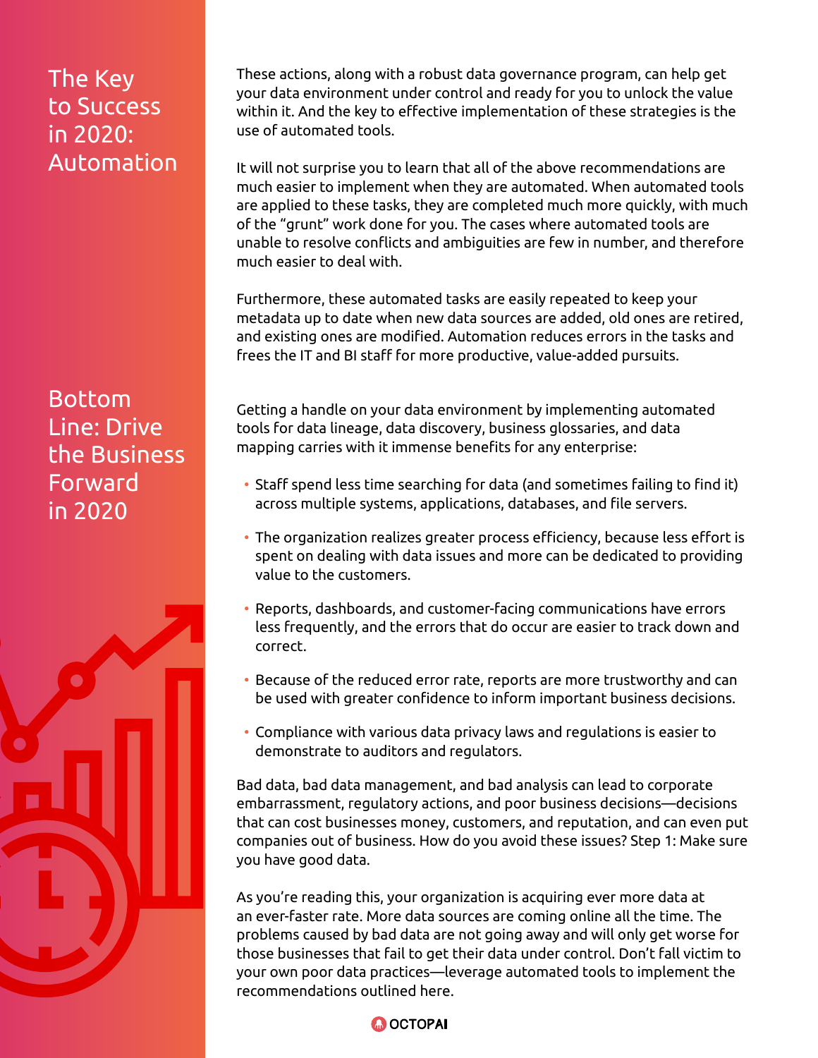## The Key to Success in 2020: Automation

These actions, along with a robust data governance program, can help get your data environment under control and ready for you to unlock the value within it. And the key to effective implementation of these strategies is the use of automated tools.

It will not surprise you to learn that all of the above recommendations are much easier to implement when they are automated. When automated tools are applied to these tasks, they are completed much more quickly, with much of the "grunt" work done for you. The cases where automated tools are unable to resolve conflicts and ambiguities are few in number, and therefore much easier to deal with.

Furthermore, these automated tasks are easily repeated to keep your metadata up to date when new data sources are added, old ones are retired, and existing ones are modified. Automation reduces errors in the tasks and frees the IT and BI staff for more productive, value-added pursuits.

## Bottom Line: Drive the Business Forward in 2020

Getting a handle on your data environment by implementing automated tools for data lineage, data discovery, business glossaries, and data mapping carries with it immense benefits for any enterprise:

- Staff spend less time searching for data (and sometimes failing to find it) across multiple systems, applications, databases, and file servers.
- The organization realizes greater process efficiency, because less effort is spent on dealing with data issues and more can be dedicated to providing value to the customers.
- Reports, dashboards, and customer-facing communications have errors less frequently, and the errors that do occur are easier to track down and correct.
- Because of the reduced error rate, reports are more trustworthy and can be used with greater confidence to inform important business decisions.
- Compliance with various data privacy laws and regulations is easier to demonstrate to auditors and regulators.

Bad data, bad data management, and bad analysis can lead to corporate embarrassment, regulatory actions, and poor business decisions—decisions that can cost businesses money, customers, and reputation, and can even put companies out of business. How do you avoid these issues? Step 1: Make sure you have good data.

As you're reading this, your organization is acquiring ever more data at an ever-faster rate. More data sources are coming online all the time. The problems caused by bad data are not going away and will only get worse for those businesses that fail to get their data under control. Don't fall victim to your own poor data practices—leverage automated tools to implement the recommendations outlined here.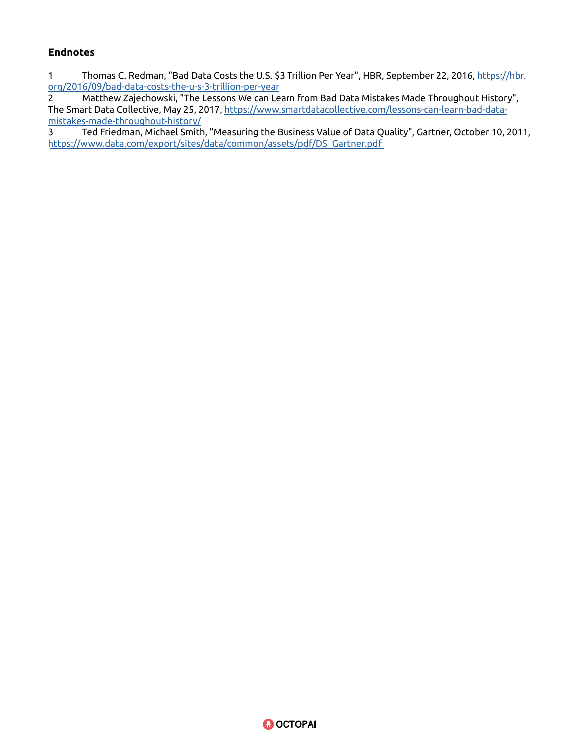## Endnotes

1 Thomas C. Redman, "Bad Data Costs the U.S. $3 Trillion Per Year", HBR, September 22, 2016, https://hbr.org/2016/09/bad-data-costs-the-u-s-3-trillion-per-year

2 Matthew Zajechowski, "The Lessons We can Learn from Bad Data Mistakes Made Throughout History", The Smart Data Collective, May 25, 2017, https://www.smartdatacollective.com/lessons-can-learn-bad-data-mistakes-made-throughout-history/

3 Ted Friedman, Michael Smith, "Measuring the Business Value of Data Quality", Gartner, October 10, 2011, https://www.data.com/export/sites/data/common/assets/pdf/DS_Gartner.pdf